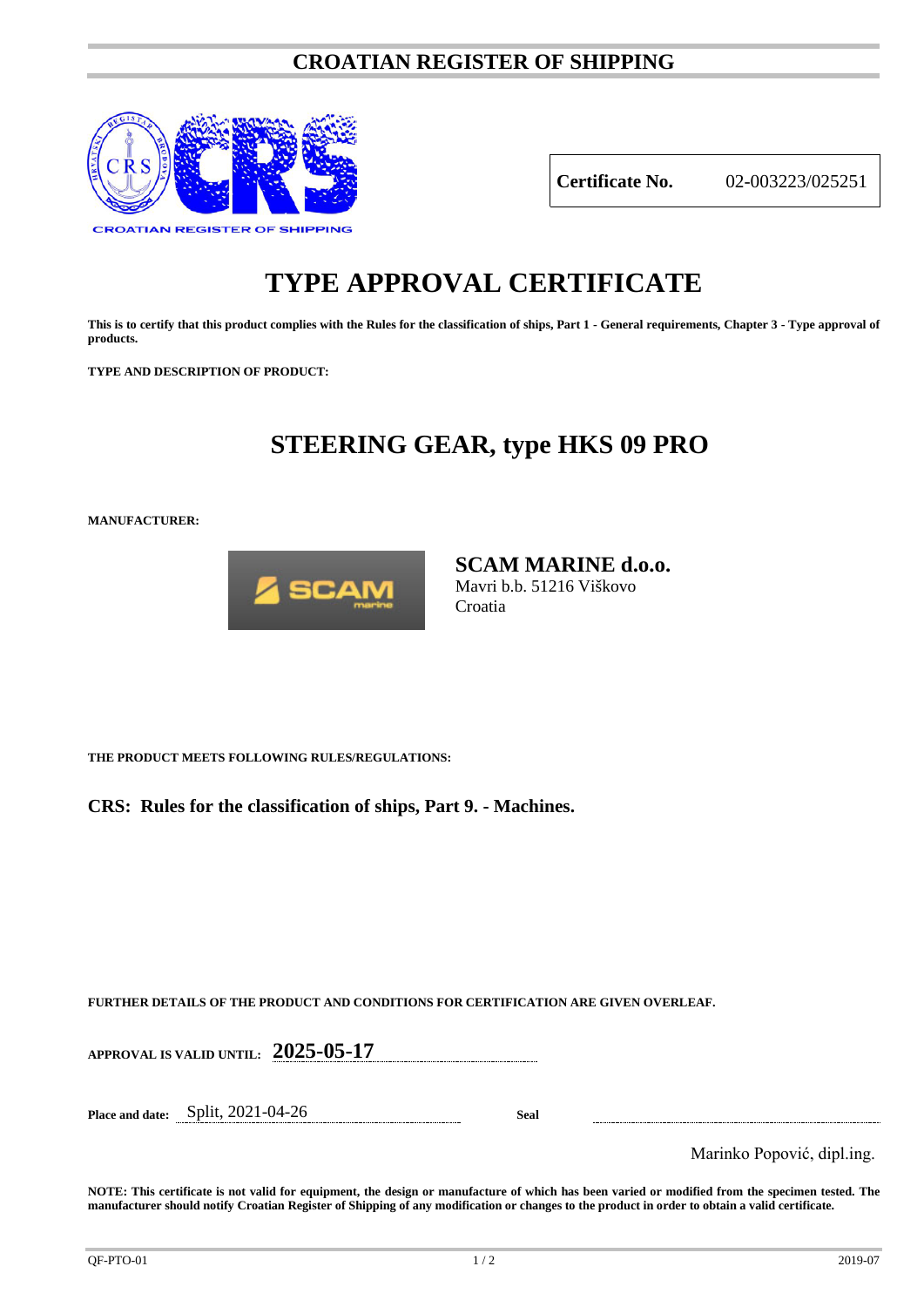# CROATIAN REGISTER OF SHIPPING

CROATIAN REGISTER OF SHIPPING

| **Certificate No.** | 02-003223/025251 |
|---|---|

# TYPE APPROVAL CERTIFICATE

**This is to certify that this product complies with the Rules for the classification of ships, Part 1 - General requirements, Chapter 3 - Type approval of products.**

**TYPE AND DESCRIPTION OF PRODUCT:**

## STEERING GEAR, type HKS 09 PRO

**MANUFACTURER:**

**SCAM MARINE d.o.o.**
Mavri b.b. 51216 Viškovo
Croatia

**THE PRODUCT MEETS FOLLOWING RULES/REGULATIONS:**

**CRS: Rules for the classification of ships, Part 9. - Machines.**

**FURTHER DETAILS OF THE PRODUCT AND CONDITIONS FOR CERTIFICATION ARE GIVEN OVERLEAF.**

**APPROVAL IS VALID UNTIL:** **2025-05-17**

**Place and date:** Split, 2021-04-26 **Seal**

Marinko Popović, dipl.ing.

**NOTE: This certificate is not valid for equipment, the design or manufacture of which has been varied or modified from the specimen tested. The manufacturer should notify Croatian Register of Shipping of any modification or changes to the product in order to obtain a valid certificate.**

QF-PTO-01 2019-07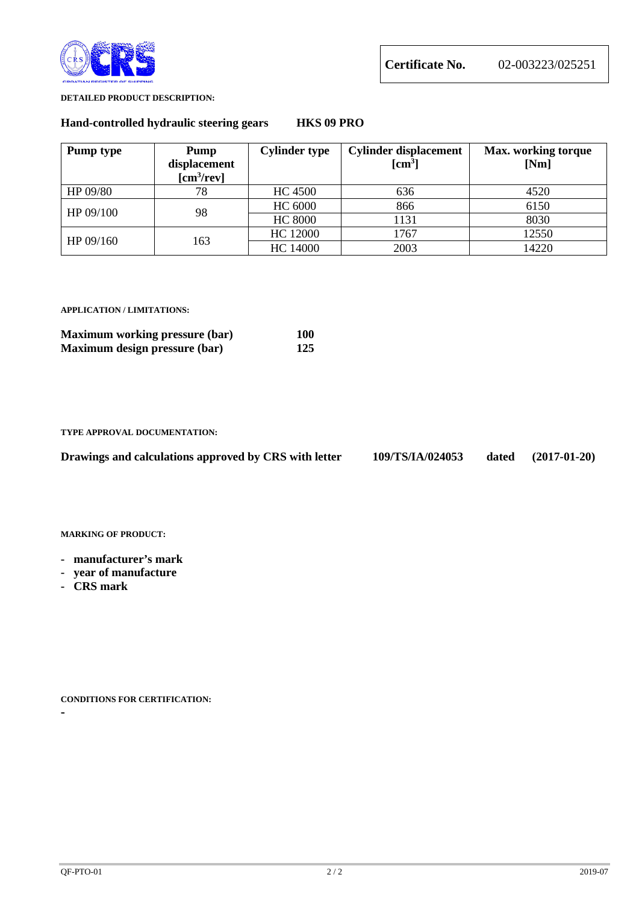Certificate No. 02-003223/025251

**DETAILED PRODUCT DESCRIPTION:**

**Hand-controlled hydraulic steering gears HKS 09 PRO**

| Pump type | Pump displacement [cm$^3$/rev] | Cylinder type | Cylinder displacement [cm$^3$] | Max. working torque [Nm] |
|---|---|---|---|---|
| HP 09/80 | 78 | HC 4500 | 636 | 4520 |
| HP 09/100 | 98 | HC 6000 | 866 | 6150 |
| | | HC 8000 | 1131 | 8030 |
| HP 09/160 | 163 | HC 12000 | 1767 | 12550 |
| | | HC 14000 | 2003 | 14220 |

**APPLICATION / LIMITATIONS:**

**Maximum working pressure (bar) 100**
**Maximum design pressure (bar) 125**

**TYPE APPROVAL DOCUMENTATION:**

**Drawings and calculations approved by CRS with letter 109/TS/IA/024053 dated (2017-01-20)**

**MARKING OF PRODUCT:**

- **manufacturer's mark**
- **year of manufacture**
- **CRS mark**

**CONDITIONS FOR CERTIFICATION:**

-